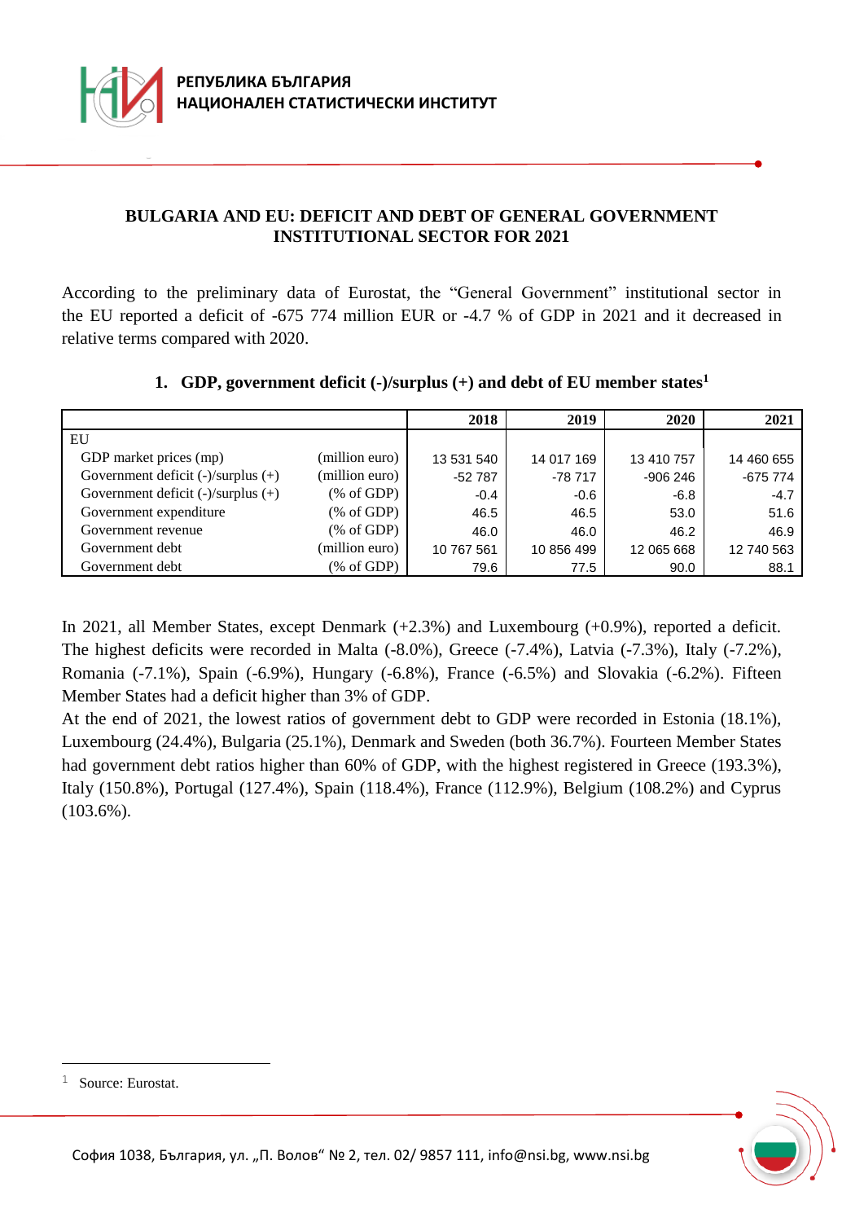РЕПУБЛИКА БЪЛГАРИЯ
НАЦИОНАЛЕН СТАТИСТИЧЕСКИ ИНСТИТУТ

# BULGARIA AND EU: DEFICIT AND DEBT OF GENERAL GOVERNMENT INSTITUTIONAL SECTOR FOR 2021

According to the preliminary data of Eurostat, the "General Government" institutional sector in the EU reported a deficit of -675 774 million EUR or -4.7 % of GDP in 2021 and it decreased in relative terms compared with 2020.

### 1. GDP, government deficit (-)/surplus (+) and debt of EU member states[1]

| | | 2018 | 2019 | 2020 | 2021 |
|---|---|---|---|---|---|
| EU | | | | | |
| GDP market prices (mp) | (million euro) | 13 531 540 | 14 017 169 | 13 410 757 | 14 460 655 |
| Government deficit (-)/surplus (+) | (million euro) | -52 787 | -78 717 | -906 246 | -675 774 |
| Government deficit (-)/surplus (+) | (% of GDP) | -0.4 | -0.6 | -6.8 | -4.7 |
| Government expenditure | (% of GDP) | 46.5 | 46.5 | 53.0 | 51.6 |
| Government revenue | (% of GDP) | 46.0 | 46.0 | 46.2 | 46.9 |
| Government debt | (million euro) | 10 767 561 | 10 856 499 | 12 065 668 | 12 740 563 |
| Government debt | (% of GDP) | 79.6 | 77.5 | 90.0 | 88.1 |

In 2021, all Member States, except Denmark (+2.3%) and Luxembourg (+0.9%), reported a deficit. The highest deficits were recorded in Malta (-8.0%), Greece (-7.4%), Latvia (-7.3%), Italy (-7.2%), Romania (-7.1%), Spain (-6.9%), Hungary (-6.8%), France (-6.5%) and Slovakia (-6.2%). Fifteen Member States had a deficit higher than 3% of GDP.

At the end of 2021, the lowest ratios of government debt to GDP were recorded in Estonia (18.1%), Luxembourg (24.4%), Bulgaria (25.1%), Denmark and Sweden (both 36.7%). Fourteen Member States had government debt ratios higher than 60% of GDP, with the highest registered in Greece (193.3%), Italy (150.8%), Portugal (127.4%), Spain (118.4%), France (112.9%), Belgium (108.2%) and Cyprus (103.6%).

[1] Source: Eurostat.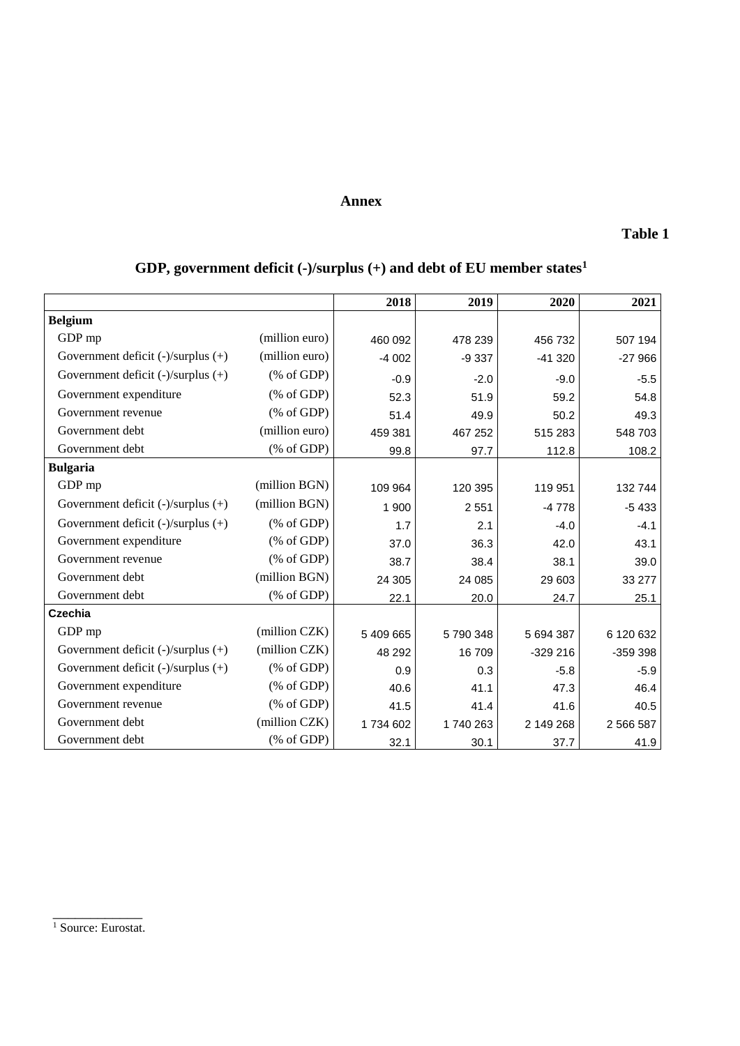# Annex

**Table 1**

## GDP, government deficit (-)/surplus (+) and debt of EU member states[1]

| | | 2018 | 2019 | 2020 | 2021 |
|---|---|---|---|---|---|
| **Belgium** | | | | | |
| GDP mp | (million euro) | 460 092 | 478 239 | 456 732 | 507 194 |
| Government deficit (-)/surplus (+) | (million euro) | -4 002 | -9 337 | -41 320 | -27 966 |
| Government deficit (-)/surplus (+) | (% of GDP) | -0.9 | -2.0 | -9.0 | -5.5 |
| Government expenditure | (% of GDP) | 52.3 | 51.9 | 59.2 | 54.8 |
| Government revenue | (% of GDP) | 51.4 | 49.9 | 50.2 | 49.3 |
| Government debt | (million euro) | 459 381 | 467 252 | 515 283 | 548 703 |
| Government debt | (% of GDP) | 99.8 | 97.7 | 112.8 | 108.2 |
| **Bulgaria** | | | | | |
| GDP mp | (million BGN) | 109 964 | 120 395 | 119 951 | 132 744 |
| Government deficit (-)/surplus (+) | (million BGN) | 1 900 | 2 551 | -4 778 | -5 433 |
| Government deficit (-)/surplus (+) | (% of GDP) | 1.7 | 2.1 | -4.0 | -4.1 |
| Government expenditure | (% of GDP) | 37.0 | 36.3 | 42.0 | 43.1 |
| Government revenue | (% of GDP) | 38.7 | 38.4 | 38.1 | 39.0 |
| Government debt | (million BGN) | 24 305 | 24 085 | 29 603 | 33 277 |
| Government debt | (% of GDP) | 22.1 | 20.0 | 24.7 | 25.1 |
| **Czechia** | | | | | |
| GDP mp | (million CZK) | 5 409 665 | 5 790 348 | 5 694 387 | 6 120 632 |
| Government deficit (-)/surplus (+) | (million CZK) | 48 292 | 16 709 | -329 216 | -359 398 |
| Government deficit (-)/surplus (+) | (% of GDP) | 0.9 | 0.3 | -5.8 | -5.9 |
| Government expenditure | (% of GDP) | 40.6 | 41.1 | 47.3 | 46.4 |
| Government revenue | (% of GDP) | 41.5 | 41.4 | 41.6 | 40.5 |
| Government debt | (million CZK) | 1 734 602 | 1 740 263 | 2 149 268 | 2 566 587 |
| Government debt | (% of GDP) | 32.1 | 30.1 | 37.7 | 41.9 |

[1] Source: Eurostat.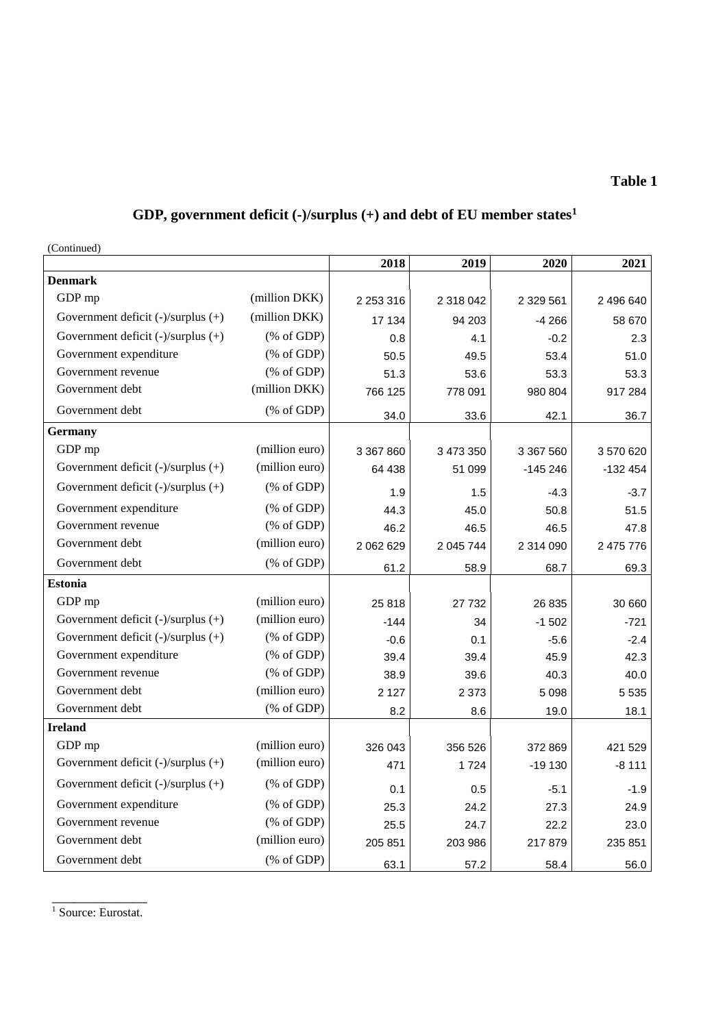**Table 1**

## GDP, government deficit (-)/surplus (+) and debt of EU member states[1]

(Continued)

| | | 2018 | 2019 | 2020 | 2021 |
|---|---|---|---|---|---|
| **Denmark** | | | | | |
| GDP mp | (million DKK) | 2 253 316 | 2 318 042 | 2 329 561 | 2 496 640 |
| Government deficit (-)/surplus (+) | (million DKK) | 17 134 | 94 203 | -4 266 | 58 670 |
| Government deficit (-)/surplus (+) | (% of GDP) | 0.8 | 4.1 | -0.2 | 2.3 |
| Government expenditure | (% of GDP) | 50.5 | 49.5 | 53.4 | 51.0 |
| Government revenue | (% of GDP) | 51.3 | 53.6 | 53.3 | 53.3 |
| Government debt | (million DKK) | 766 125 | 778 091 | 980 804 | 917 284 |
| Government debt | (% of GDP) | 34.0 | 33.6 | 42.1 | 36.7 |
| **Germany** | | | | | |
| GDP mp | (million euro) | 3 367 860 | 3 473 350 | 3 367 560 | 3 570 620 |
| Government deficit (-)/surplus (+) | (million euro) | 64 438 | 51 099 | -145 246 | -132 454 |
| Government deficit (-)/surplus (+) | (% of GDP) | 1.9 | 1.5 | -4.3 | -3.7 |
| Government expenditure | (% of GDP) | 44.3 | 45.0 | 50.8 | 51.5 |
| Government revenue | (% of GDP) | 46.2 | 46.5 | 46.5 | 47.8 |
| Government debt | (million euro) | 2 062 629 | 2 045 744 | 2 314 090 | 2 475 776 |
| Government debt | (% of GDP) | 61.2 | 58.9 | 68.7 | 69.3 |
| **Estonia** | | | | | |
| GDP mp | (million euro) | 25 818 | 27 732 | 26 835 | 30 660 |
| Government deficit (-)/surplus (+) | (million euro) | -144 | 34 | -1 502 | -721 |
| Government deficit (-)/surplus (+) | (% of GDP) | -0.6 | 0.1 | -5.6 | -2.4 |
| Government expenditure | (% of GDP) | 39.4 | 39.4 | 45.9 | 42.3 |
| Government revenue | (% of GDP) | 38.9 | 39.6 | 40.3 | 40.0 |
| Government debt | (million euro) | 2 127 | 2 373 | 5 098 | 5 535 |
| Government debt | (% of GDP) | 8.2 | 8.6 | 19.0 | 18.1 |
| **Ireland** | | | | | |
| GDP mp | (million euro) | 326 043 | 356 526 | 372 869 | 421 529 |
| Government deficit (-)/surplus (+) | (million euro) | 471 | 1 724 | -19 130 | -8 111 |
| Government deficit (-)/surplus (+) | (% of GDP) | 0.1 | 0.5 | -5.1 | -1.9 |
| Government expenditure | (% of GDP) | 25.3 | 24.2 | 27.3 | 24.9 |
| Government revenue | (% of GDP) | 25.5 | 24.7 | 22.2 | 23.0 |
| Government debt | (million euro) | 205 851 | 203 986 | 217 879 | 235 851 |
| Government debt | (% of GDP) | 63.1 | 57.2 | 58.4 | 56.0 |

[1] Source: Eurostat.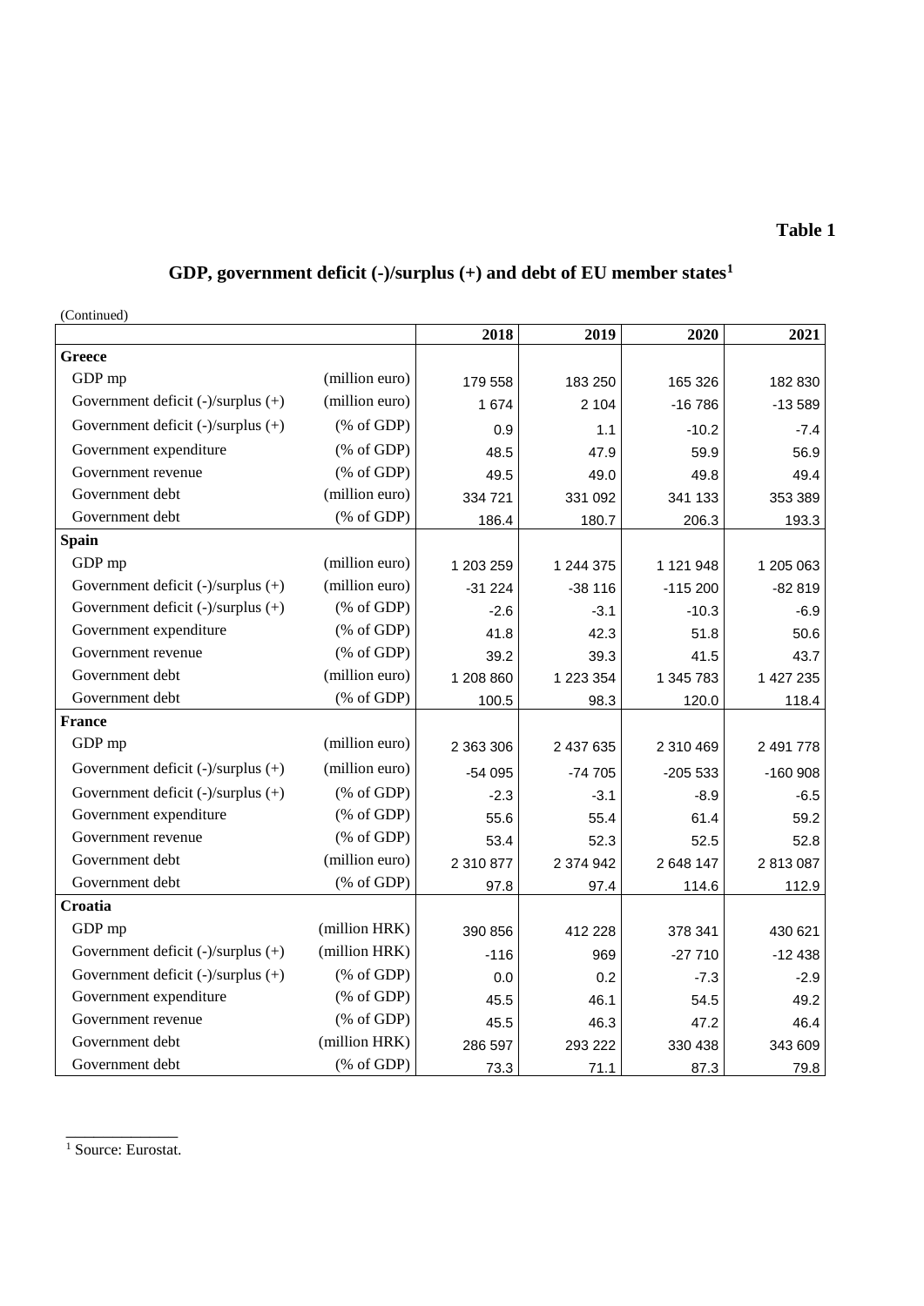**Table 1**

## GDP, government deficit (-)/surplus (+) and debt of EU member states[1]

(Continued)

| | | 2018 | 2019 | 2020 | 2021 |
|---|---|---|---|---|---|
| **Greece** | | | | | |
| GDP mp | (million euro) | 179 558 | 183 250 | 165 326 | 182 830 |
| Government deficit (-)/surplus (+) | (million euro) | 1 674 | 2 104 | -16 786 | -13 589 |
| Government deficit (-)/surplus (+) | (% of GDP) | 0.9 | 1.1 | -10.2 | -7.4 |
| Government expenditure | (% of GDP) | 48.5 | 47.9 | 59.9 | 56.9 |
| Government revenue | (% of GDP) | 49.5 | 49.0 | 49.8 | 49.4 |
| Government debt | (million euro) | 334 721 | 331 092 | 341 133 | 353 389 |
| Government debt | (% of GDP) | 186.4 | 180.7 | 206.3 | 193.3 |
| **Spain** | | | | | |
| GDP mp | (million euro) | 1 203 259 | 1 244 375 | 1 121 948 | 1 205 063 |
| Government deficit (-)/surplus (+) | (million euro) | -31 224 | -38 116 | -115 200 | -82 819 |
| Government deficit (-)/surplus (+) | (% of GDP) | -2.6 | -3.1 | -10.3 | -6.9 |
| Government expenditure | (% of GDP) | 41.8 | 42.3 | 51.8 | 50.6 |
| Government revenue | (% of GDP) | 39.2 | 39.3 | 41.5 | 43.7 |
| Government debt | (million euro) | 1 208 860 | 1 223 354 | 1 345 783 | 1 427 235 |
| Government debt | (% of GDP) | 100.5 | 98.3 | 120.0 | 118.4 |
| **France** | | | | | |
| GDP mp | (million euro) | 2 363 306 | 2 437 635 | 2 310 469 | 2 491 778 |
| Government deficit (-)/surplus (+) | (million euro) | -54 095 | -74 705 | -205 533 | -160 908 |
| Government deficit (-)/surplus (+) | (% of GDP) | -2.3 | -3.1 | -8.9 | -6.5 |
| Government expenditure | (% of GDP) | 55.6 | 55.4 | 61.4 | 59.2 |
| Government revenue | (% of GDP) | 53.4 | 52.3 | 52.5 | 52.8 |
| Government debt | (million euro) | 2 310 877 | 2 374 942 | 2 648 147 | 2 813 087 |
| Government debt | (% of GDP) | 97.8 | 97.4 | 114.6 | 112.9 |
| **Croatia** | | | | | |
| GDP mp | (million HRK) | 390 856 | 412 228 | 378 341 | 430 621 |
| Government deficit (-)/surplus (+) | (million HRK) | -116 | 969 | -27 710 | -12 438 |
| Government deficit (-)/surplus (+) | (% of GDP) | 0.0 | 0.2 | -7.3 | -2.9 |
| Government expenditure | (% of GDP) | 45.5 | 46.1 | 54.5 | 49.2 |
| Government revenue | (% of GDP) | 45.5 | 46.3 | 47.2 | 46.4 |
| Government debt | (million HRK) | 286 597 | 293 222 | 330 438 | 343 609 |
| Government debt | (% of GDP) | 73.3 | 71.1 | 87.3 | 79.8 |

[1] Source: Eurostat.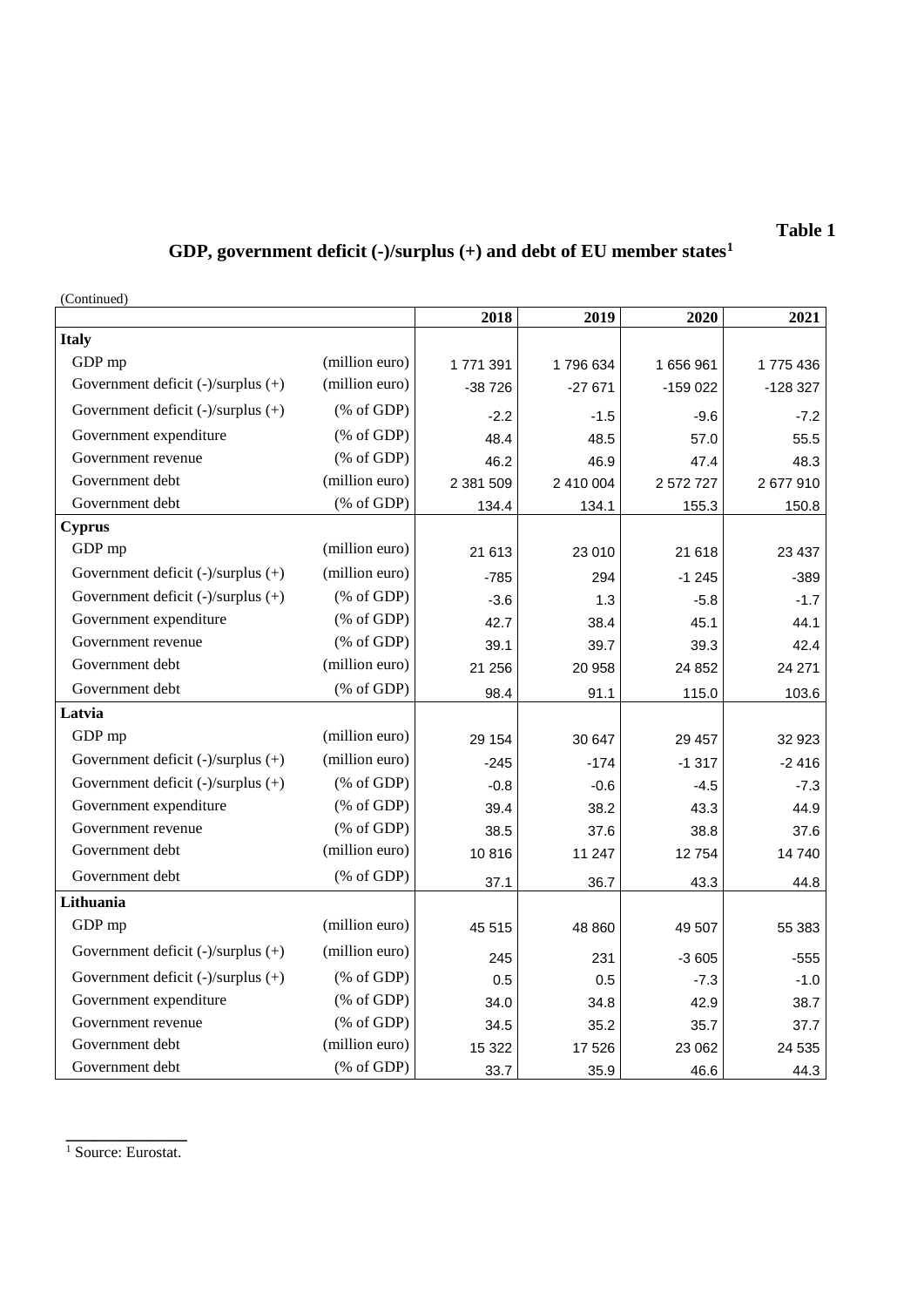**Table 1**

## GDP, government deficit (-)/surplus (+) and debt of EU member states[1]

(Continued)

| | | 2018 | 2019 | 2020 | 2021 |
|---|---|---|---|---|---|
| **Italy** | | | | | |
| GDP mp | (million euro) | 1 771 391 | 1 796 634 | 1 656 961 | 1 775 436 |
| Government deficit (-)/surplus (+) | (million euro) | -38 726 | -27 671 | -159 022 | -128 327 |
| Government deficit (-)/surplus (+) | (% of GDP) | -2.2 | -1.5 | -9.6 | -7.2 |
| Government expenditure | (% of GDP) | 48.4 | 48.5 | 57.0 | 55.5 |
| Government revenue | (% of GDP) | 46.2 | 46.9 | 47.4 | 48.3 |
| Government debt | (million euro) | 2 381 509 | 2 410 004 | 2 572 727 | 2 677 910 |
| Government debt | (% of GDP) | 134.4 | 134.1 | 155.3 | 150.8 |
| **Cyprus** | | | | | |
| GDP mp | (million euro) | 21 613 | 23 010 | 21 618 | 23 437 |
| Government deficit (-)/surplus (+) | (million euro) | -785 | 294 | -1 245 | -389 |
| Government deficit (-)/surplus (+) | (% of GDP) | -3.6 | 1.3 | -5.8 | -1.7 |
| Government expenditure | (% of GDP) | 42.7 | 38.4 | 45.1 | 44.1 |
| Government revenue | (% of GDP) | 39.1 | 39.7 | 39.3 | 42.4 |
| Government debt | (million euro) | 21 256 | 20 958 | 24 852 | 24 271 |
| Government debt | (% of GDP) | 98.4 | 91.1 | 115.0 | 103.6 |
| **Latvia** | | | | | |
| GDP mp | (million euro) | 29 154 | 30 647 | 29 457 | 32 923 |
| Government deficit (-)/surplus (+) | (million euro) | -245 | -174 | -1 317 | -2 416 |
| Government deficit (-)/surplus (+) | (% of GDP) | -0.8 | -0.6 | -4.5 | -7.3 |
| Government expenditure | (% of GDP) | 39.4 | 38.2 | 43.3 | 44.9 |
| Government revenue | (% of GDP) | 38.5 | 37.6 | 38.8 | 37.6 |
| Government debt | (million euro) | 10 816 | 11 247 | 12 754 | 14 740 |
| Government debt | (% of GDP) | 37.1 | 36.7 | 43.3 | 44.8 |
| **Lithuania** | | | | | |
| GDP mp | (million euro) | 45 515 | 48 860 | 49 507 | 55 383 |
| Government deficit (-)/surplus (+) | (million euro) | 245 | 231 | -3 605 | -555 |
| Government deficit (-)/surplus (+) | (% of GDP) | 0.5 | 0.5 | -7.3 | -1.0 |
| Government expenditure | (% of GDP) | 34.0 | 34.8 | 42.9 | 38.7 |
| Government revenue | (% of GDP) | 34.5 | 35.2 | 35.7 | 37.7 |
| Government debt | (million euro) | 15 322 | 17 526 | 23 062 | 24 535 |
| Government debt | (% of GDP) | 33.7 | 35.9 | 46.6 | 44.3 |

[1] Source: Eurostat.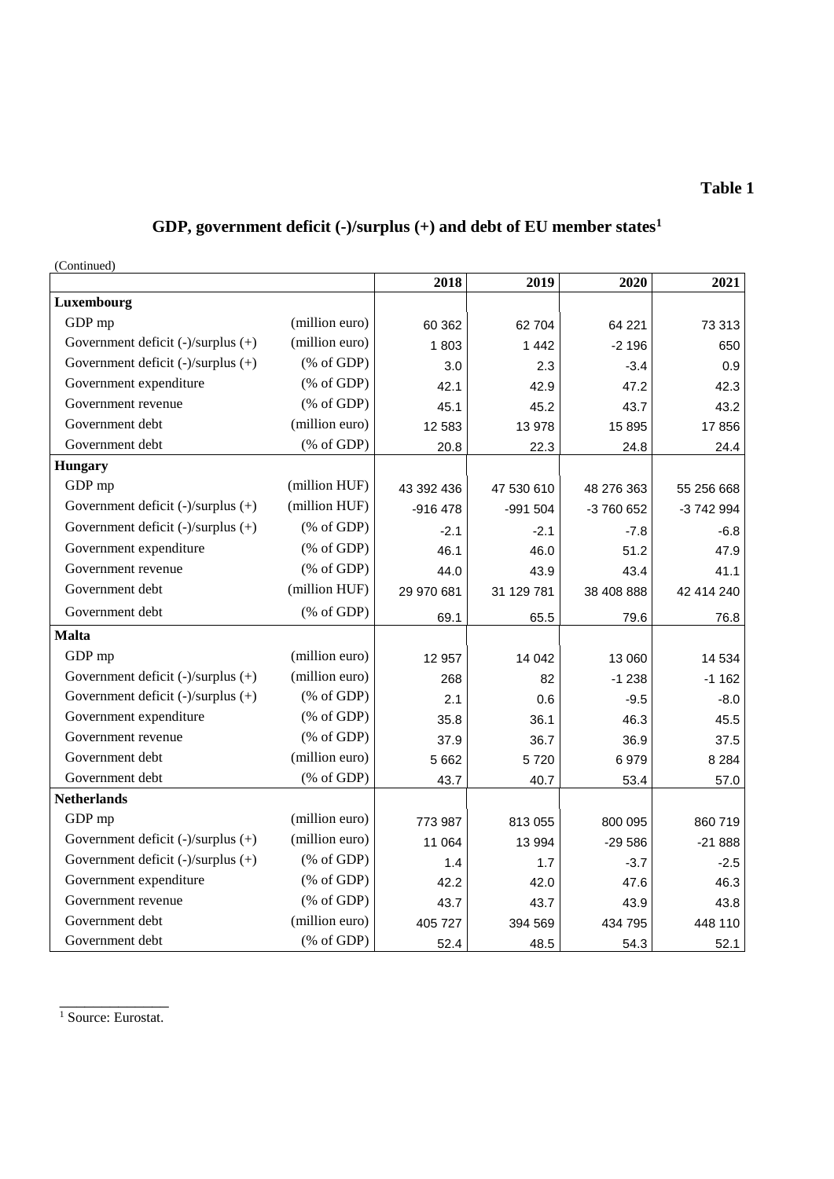**Table 1**

## GDP, government deficit (-)/surplus (+) and debt of EU member states[1]

(Continued)

| | | 2018 | 2019 | 2020 | 2021 |
|---|---|---|---|---|---|
| **Luxembourg** | | | | | |
| GDP mp | (million euro) | 60 362 | 62 704 | 64 221 | 73 313 |
| Government deficit (-)/surplus (+) | (million euro) | 1 803 | 1 442 | -2 196 | 650 |
| Government deficit (-)/surplus (+) | (% of GDP) | 3.0 | 2.3 | -3.4 | 0.9 |
| Government expenditure | (% of GDP) | 42.1 | 42.9 | 47.2 | 42.3 |
| Government revenue | (% of GDP) | 45.1 | 45.2 | 43.7 | 43.2 |
| Government debt | (million euro) | 12 583 | 13 978 | 15 895 | 17 856 |
| Government debt | (% of GDP) | 20.8 | 22.3 | 24.8 | 24.4 |
| **Hungary** | | | | | |
| GDP mp | (million HUF) | 43 392 436 | 47 530 610 | 48 276 363 | 55 256 668 |
| Government deficit (-)/surplus (+) | (million HUF) | -916 478 | -991 504 | -3 760 652 | -3 742 994 |
| Government deficit (-)/surplus (+) | (% of GDP) | -2.1 | -2.1 | -7.8 | -6.8 |
| Government expenditure | (% of GDP) | 46.1 | 46.0 | 51.2 | 47.9 |
| Government revenue | (% of GDP) | 44.0 | 43.9 | 43.4 | 41.1 |
| Government debt | (million HUF) | 29 970 681 | 31 129 781 | 38 408 888 | 42 414 240 |
| Government debt | (% of GDP) | 69.1 | 65.5 | 79.6 | 76.8 |
| **Malta** | | | | | |
| GDP mp | (million euro) | 12 957 | 14 042 | 13 060 | 14 534 |
| Government deficit (-)/surplus (+) | (million euro) | 268 | 82 | -1 238 | -1 162 |
| Government deficit (-)/surplus (+) | (% of GDP) | 2.1 | 0.6 | -9.5 | -8.0 |
| Government expenditure | (% of GDP) | 35.8 | 36.1 | 46.3 | 45.5 |
| Government revenue | (% of GDP) | 37.9 | 36.7 | 36.9 | 37.5 |
| Government debt | (million euro) | 5 662 | 5 720 | 6 979 | 8 284 |
| Government debt | (% of GDP) | 43.7 | 40.7 | 53.4 | 57.0 |
| **Netherlands** | | | | | |
| GDP mp | (million euro) | 773 987 | 813 055 | 800 095 | 860 719 |
| Government deficit (-)/surplus (+) | (million euro) | 11 064 | 13 994 | -29 586 | -21 888 |
| Government deficit (-)/surplus (+) | (% of GDP) | 1.4 | 1.7 | -3.7 | -2.5 |
| Government expenditure | (% of GDP) | 42.2 | 42.0 | 47.6 | 46.3 |
| Government revenue | (% of GDP) | 43.7 | 43.7 | 43.9 | 43.8 |
| Government debt | (million euro) | 405 727 | 394 569 | 434 795 | 448 110 |
| Government debt | (% of GDP) | 52.4 | 48.5 | 54.3 | 52.1 |

[1] Source: Eurostat.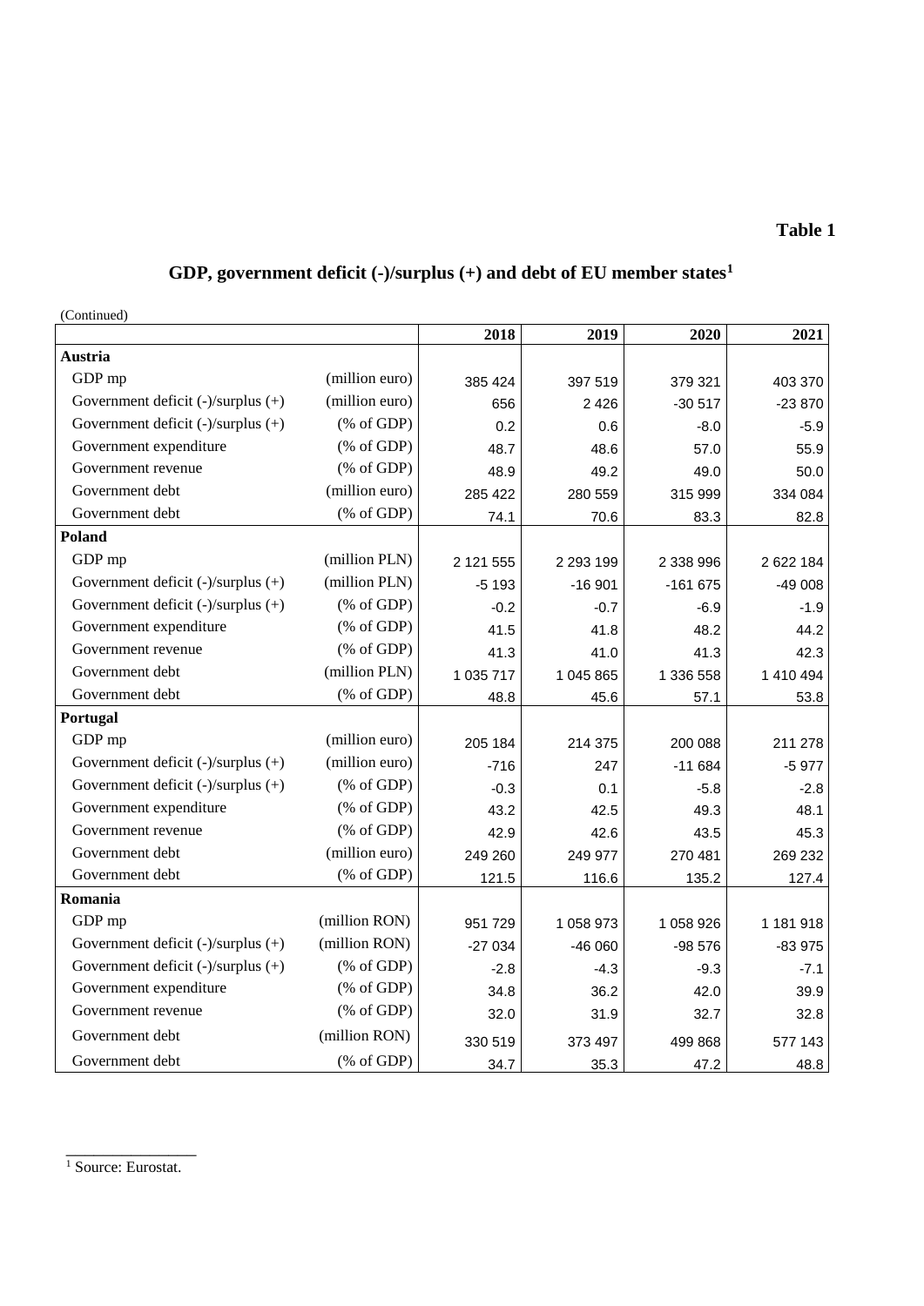**Table 1**

## GDP, government deficit (-)/surplus (+) and debt of EU member states[1]

(Continued)

| | | 2018 | 2019 | 2020 | 2021 |
|---|---|---|---|---|---|
| **Austria** | | | | | |
| GDP mp | (million euro) | 385 424 | 397 519 | 379 321 | 403 370 |
| Government deficit (-)/surplus (+) | (million euro) | 656 | 2 426 | -30 517 | -23 870 |
| Government deficit (-)/surplus (+) | (% of GDP) | 0.2 | 0.6 | -8.0 | -5.9 |
| Government expenditure | (% of GDP) | 48.7 | 48.6 | 57.0 | 55.9 |
| Government revenue | (% of GDP) | 48.9 | 49.2 | 49.0 | 50.0 |
| Government debt | (million euro) | 285 422 | 280 559 | 315 999 | 334 084 |
| Government debt | (% of GDP) | 74.1 | 70.6 | 83.3 | 82.8 |
| **Poland** | | | | | |
| GDP mp | (million PLN) | 2 121 555 | 2 293 199 | 2 338 996 | 2 622 184 |
| Government deficit (-)/surplus (+) | (million PLN) | -5 193 | -16 901 | -161 675 | -49 008 |
| Government deficit (-)/surplus (+) | (% of GDP) | -0.2 | -0.7 | -6.9 | -1.9 |
| Government expenditure | (% of GDP) | 41.5 | 41.8 | 48.2 | 44.2 |
| Government revenue | (% of GDP) | 41.3 | 41.0 | 41.3 | 42.3 |
| Government debt | (million PLN) | 1 035 717 | 1 045 865 | 1 336 558 | 1 410 494 |
| Government debt | (% of GDP) | 48.8 | 45.6 | 57.1 | 53.8 |
| **Portugal** | | | | | |
| GDP mp | (million euro) | 205 184 | 214 375 | 200 088 | 211 278 |
| Government deficit (-)/surplus (+) | (million euro) | -716 | 247 | -11 684 | -5 977 |
| Government deficit (-)/surplus (+) | (% of GDP) | -0.3 | 0.1 | -5.8 | -2.8 |
| Government expenditure | (% of GDP) | 43.2 | 42.5 | 49.3 | 48.1 |
| Government revenue | (% of GDP) | 42.9 | 42.6 | 43.5 | 45.3 |
| Government debt | (million euro) | 249 260 | 249 977 | 270 481 | 269 232 |
| Government debt | (% of GDP) | 121.5 | 116.6 | 135.2 | 127.4 |
| **Romania** | | | | | |
| GDP mp | (million RON) | 951 729 | 1 058 973 | 1 058 926 | 1 181 918 |
| Government deficit (-)/surplus (+) | (million RON) | -27 034 | -46 060 | -98 576 | -83 975 |
| Government deficit (-)/surplus (+) | (% of GDP) | -2.8 | -4.3 | -9.3 | -7.1 |
| Government expenditure | (% of GDP) | 34.8 | 36.2 | 42.0 | 39.9 |
| Government revenue | (% of GDP) | 32.0 | 31.9 | 32.7 | 32.8 |
| Government debt | (million RON) | 330 519 | 373 497 | 499 868 | 577 143 |
| Government debt | (% of GDP) | 34.7 | 35.3 | 47.2 | 48.8 |

[1] Source: Eurostat.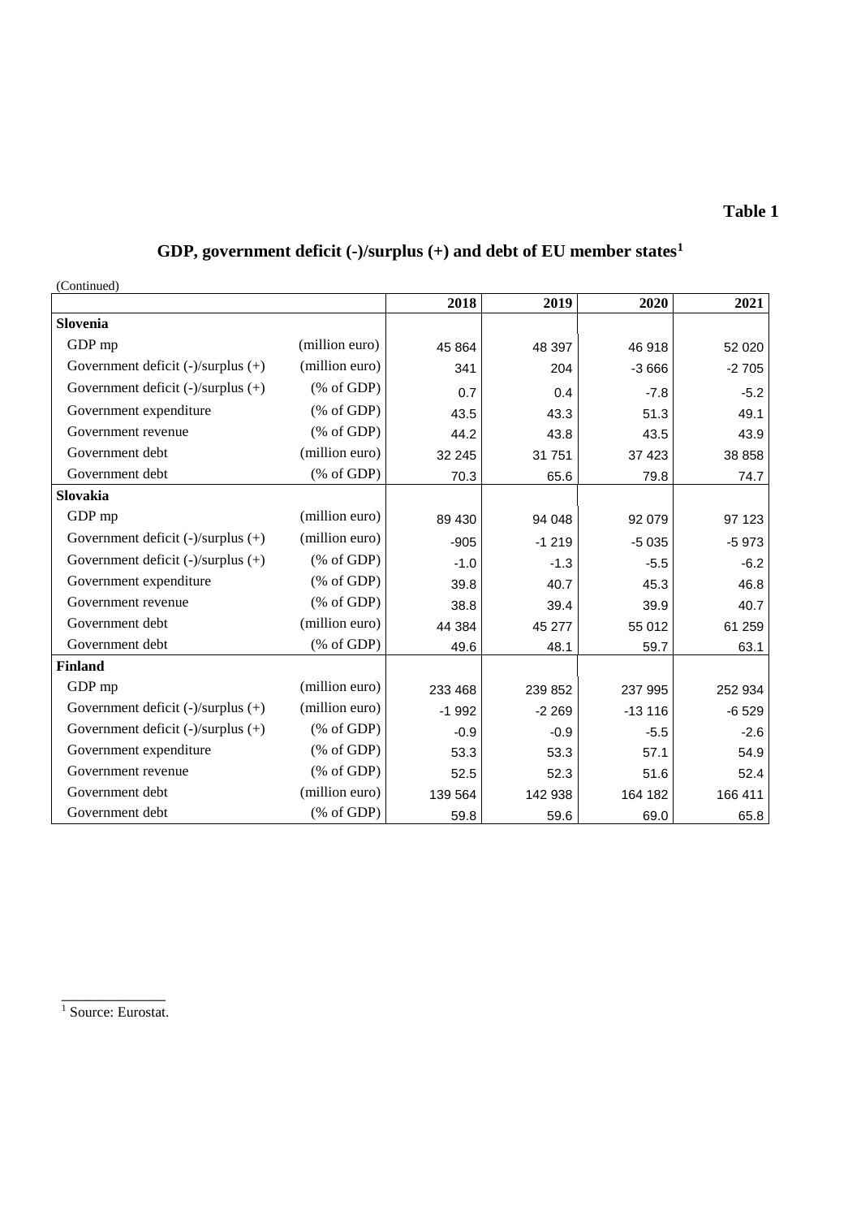**Table 1**

## GDP, government deficit (-)/surplus (+) and debt of EU member states[1]

(Continued)

| | | 2018 | 2019 | 2020 | 2021 |
|---|---|---|---|---|---|
| **Slovenia** | | | | | |
| GDP mp | (million euro) | 45 864 | 48 397 | 46 918 | 52 020 |
| Government deficit (-)/surplus (+) | (million euro) | 341 | 204 | -3 666 | -2 705 |
| Government deficit (-)/surplus (+) | (% of GDP) | 0.7 | 0.4 | -7.8 | -5.2 |
| Government expenditure | (% of GDP) | 43.5 | 43.3 | 51.3 | 49.1 |
| Government revenue | (% of GDP) | 44.2 | 43.8 | 43.5 | 43.9 |
| Government debt | (million euro) | 32 245 | 31 751 | 37 423 | 38 858 |
| Government debt | (% of GDP) | 70.3 | 65.6 | 79.8 | 74.7 |
| **Slovakia** | | | | | |
| GDP mp | (million euro) | 89 430 | 94 048 | 92 079 | 97 123 |
| Government deficit (-)/surplus (+) | (million euro) | -905 | -1 219 | -5 035 | -5 973 |
| Government deficit (-)/surplus (+) | (% of GDP) | -1.0 | -1.3 | -5.5 | -6.2 |
| Government expenditure | (% of GDP) | 39.8 | 40.7 | 45.3 | 46.8 |
| Government revenue | (% of GDP) | 38.8 | 39.4 | 39.9 | 40.7 |
| Government debt | (million euro) | 44 384 | 45 277 | 55 012 | 61 259 |
| Government debt | (% of GDP) | 49.6 | 48.1 | 59.7 | 63.1 |
| **Finland** | | | | | |
| GDP mp | (million euro) | 233 468 | 239 852 | 237 995 | 252 934 |
| Government deficit (-)/surplus (+) | (million euro) | -1 992 | -2 269 | -13 116 | -6 529 |
| Government deficit (-)/surplus (+) | (% of GDP) | -0.9 | -0.9 | -5.5 | -2.6 |
| Government expenditure | (% of GDP) | 53.3 | 53.3 | 57.1 | 54.9 |
| Government revenue | (% of GDP) | 52.5 | 52.3 | 51.6 | 52.4 |
| Government debt | (million euro) | 139 564 | 142 938 | 164 182 | 166 411 |
| Government debt | (% of GDP) | 59.8 | 59.6 | 69.0 | 65.8 |

[1] Source: Eurostat.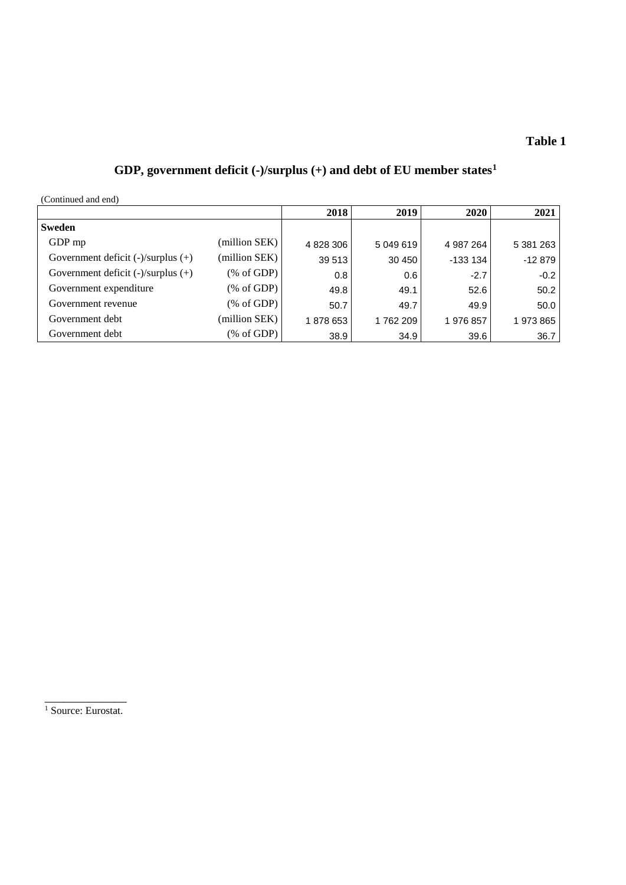**Table 1**

## GDP, government deficit (-)/surplus (+) and debt of EU member states[1]

(Continued and end)

| | | 2018 | 2019 | 2020 | 2021 |
|---|---|---|---|---|---|
| **Sweden** | | | | | |
| GDP mp | (million SEK) | 4 828 306 | 5 049 619 | 4 987 264 | 5 381 263 |
| Government deficit (-)/surplus (+) | (million SEK) | 39 513 | 30 450 | -133 134 | -12 879 |
| Government deficit (-)/surplus (+) | (% of GDP) | 0.8 | 0.6 | -2.7 | -0.2 |
| Government expenditure | (% of GDP) | 49.8 | 49.1 | 52.6 | 50.2 |
| Government revenue | (% of GDP) | 50.7 | 49.7 | 49.9 | 50.0 |
| Government debt | (million SEK) | 1 878 653 | 1 762 209 | 1 976 857 | 1 973 865 |
| Government debt | (% of GDP) | 38.9 | 34.9 | 39.6 | 36.7 |

[1] Source: Eurostat.